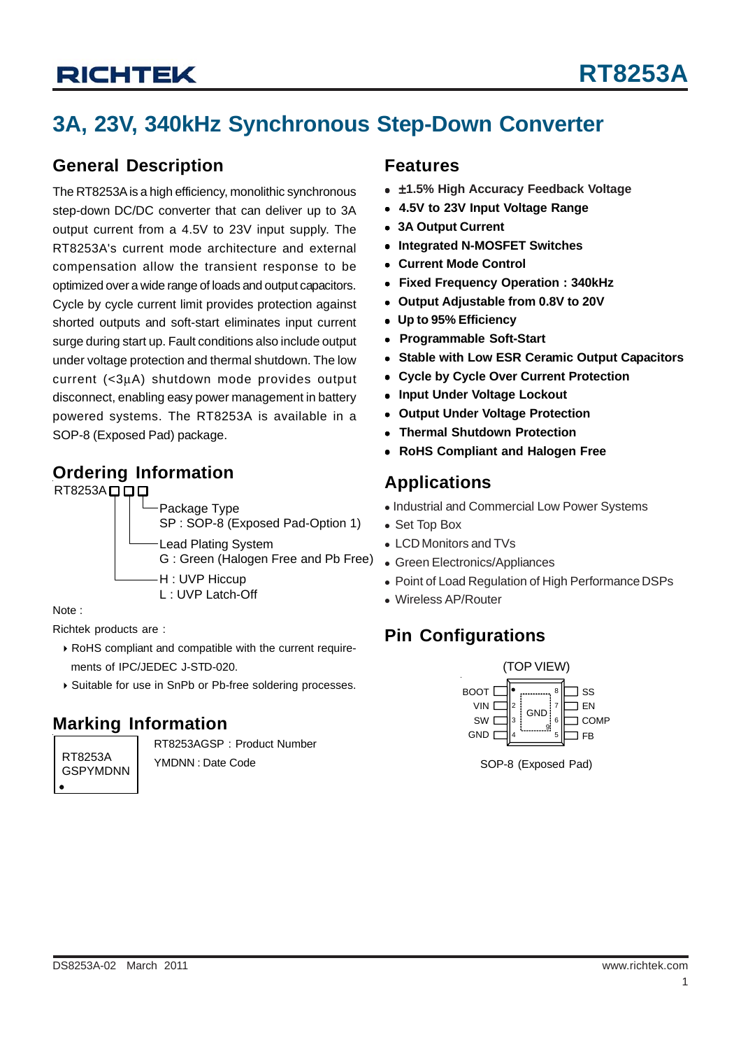# RT8253A

## 3A, 23V, 340kHz Synchronous Step-Down Converter

### General Description

The RT8253A is a high efficiency, monolithic synchronous step-down DC/DC converter that can deliver up to 3A output current from a 4.5V to 23V input supply. The RT8253A's current mode architecture and external compensation allow the transient response to be optimized over a wide range of loads and output capacitors. Cycle by cycle current limit provides protection against shorted outputs and soft-start eliminates input current surge during start up. Fault conditions also include output under voltage protection and thermal shutdown. The low current (<3μA) shutdown mode provides output disconnect, enabling easy power management in battery powered systems. The RT8253A is available in a SOP-8 (Exposed Pad) package.

### Ordering Information

RT8253A□□□

- Package Type
  SP : SOP-8 (Exposed Pad-Option 1)
- Lead Plating System
  G : Green (Halogen Free and Pb Free)
- H : UVP Hiccup
  L : UVP Latch-Off

Note :

Richtek products are :

- RoHS compliant and compatible with the current requirements of IPC/JEDEC J-STD-020.
- Suitable for use in SnPb or Pb-free soldering processes.

### Marking Information

RT8253A
GSPYMDNN

RT8253AGSP : Product Number

YMDNN : Date Code

### Features

- ±1.5% High Accuracy Feedback Voltage
- 4.5V to 23V Input Voltage Range
- 3A Output Current
- Integrated N-MOSFET Switches
- Current Mode Control
- Fixed Frequency Operation : 340kHz
- Output Adjustable from 0.8V to 20V
- Up to 95% Efficiency
- Programmable Soft-Start
- Stable with Low ESR Ceramic Output Capacitors
- Cycle by Cycle Over Current Protection
- Input Under Voltage Lockout
- Output Under Voltage Protection
- Thermal Shutdown Protection
- RoHS Compliant and Halogen Free

### Applications

- Industrial and Commercial Low Power Systems
- Set Top Box
- LCD Monitors and TVs
- Green Electronics/Appliances
- Point of Load Regulation of High Performance DSPs
- Wireless AP/Router

### Pin Configurations

(TOP VIEW)

| Pin | Name | Pin | Name |
|---|---|---|---|
| 1 | BOOT | 8 | SS |
| 2 | VIN | 7 | EN |
| 3 | SW | 6 | COMP |
| 4 | GND | 5 | FB |
| 9 | GND (Exposed Pad) | | |

SOP-8 (Exposed Pad)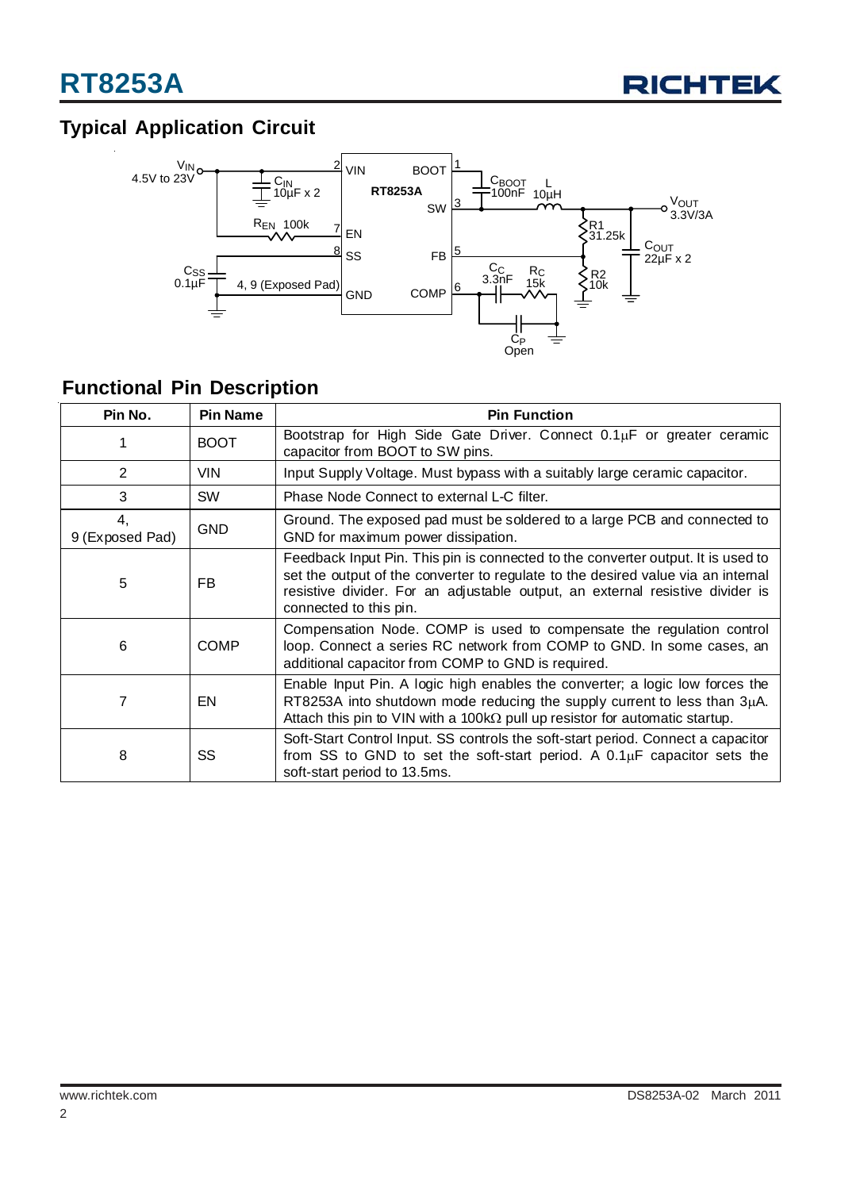## Typical Application Circuit

## Functional Pin Description

| Pin No. | Pin Name | Pin Function |
|---|---|---|
| 1 | BOOT | Bootstrap for High Side Gate Driver. Connect 0.1μF or greater ceramic capacitor from BOOT to SW pins. |
| 2 | VIN | Input Supply Voltage. Must bypass with a suitably large ceramic capacitor. |
| 3 | SW | Phase Node Connect to external L-C filter. |
| 4, 9 (Exposed Pad) | GND | Ground. The exposed pad must be soldered to a large PCB and connected to GND for maximum power dissipation. |
| 5 | FB | Feedback Input Pin. This pin is connected to the converter output. It is used to set the output of the converter to regulate to the desired value via an internal resistive divider. For an adjustable output, an external resistive divider is connected to this pin. |
| 6 | COMP | Compensation Node. COMP is used to compensate the regulation control loop. Connect a series RC network from COMP to GND. In some cases, an additional capacitor from COMP to GND is required. |
| 7 | EN | Enable Input Pin. A logic high enables the converter; a logic low forces the RT8253A into shutdown mode reducing the supply current to less than 3μA. Attach this pin to VIN with a 100kΩ pull up resistor for automatic startup. |
| 8 | SS | Soft-Start Control Input. SS controls the soft-start period. Connect a capacitor from SS to GND to set the soft-start period. A 0.1μF capacitor sets the soft-start period to 13.5ms. |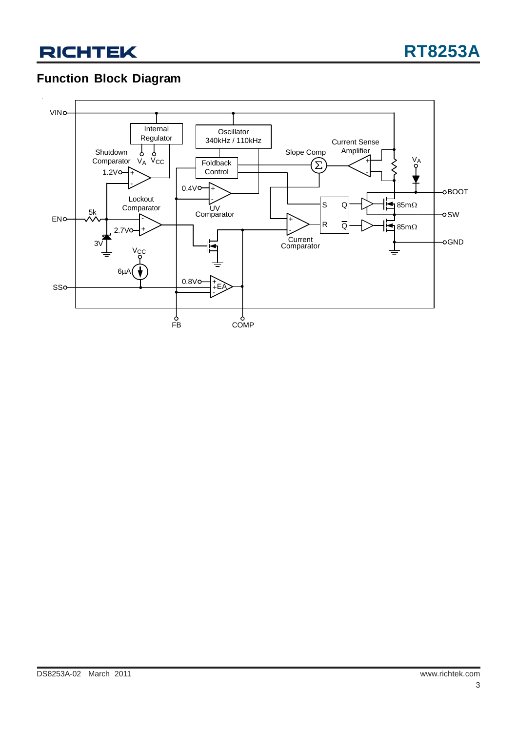## Function Block Diagram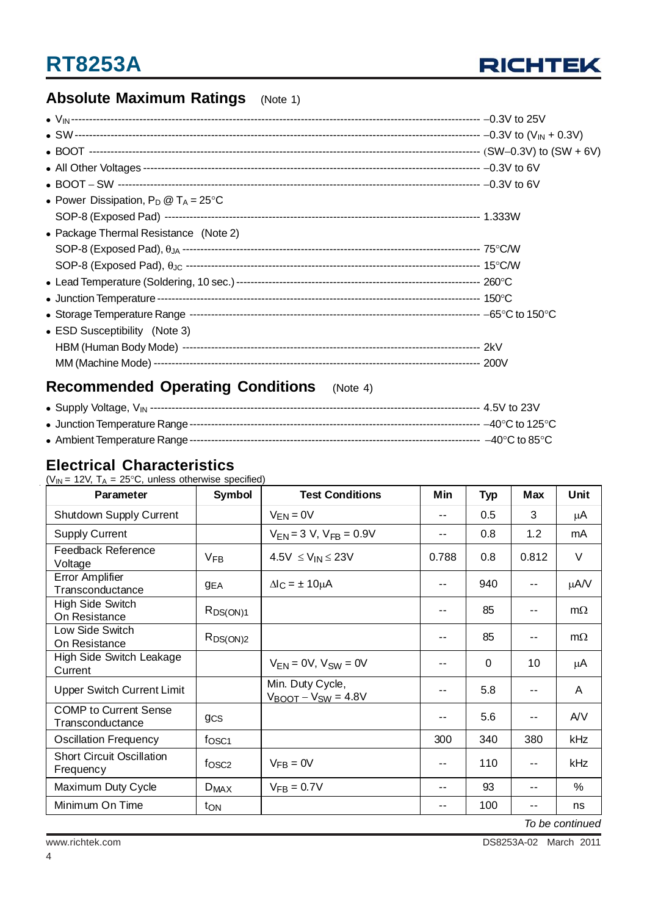## Absolute Maximum Ratings (Note 1)

- $V_{IN}$ ---------- −0.3V to 25V
- SW ---------- −0.3V to ($V_{IN}$ + 0.3V)
- BOOT ---------- (SW−0.3V) to (SW + 6V)
- All Other Voltages ---------- −0.3V to 6V
- BOOT − SW ---------- −0.3V to 6V
- Power Dissipation, $P_D$ @ $T_A$ = 25°C
  - SOP-8 (Exposed Pad) ---------- 1.333W
- Package Thermal Resistance (Note 2)
  - SOP-8 (Exposed Pad), $\theta_{JA}$ ---------- 75°C/W
  - SOP-8 (Exposed Pad), $\theta_{JC}$ ---------- 15°C/W
- Lead Temperature (Soldering, 10 sec.) ---------- 260°C
- Junction Temperature ---------- 150°C
- Storage Temperature Range ---------- −65°C to 150°C
- ESD Susceptibility (Note 3)
  - HBM (Human Body Mode) ---------- 2kV
  - MM (Machine Mode) ---------- 200V

## Recommended Operating Conditions (Note 4)

- Supply Voltage, $V_{IN}$ ---------- 4.5V to 23V
- Junction Temperature Range ---------- −40°C to 125°C
- Ambient Temperature Range ---------- −40°C to 85°C

## Electrical Characteristics

($V_{IN}$ = 12V, $T_A$ = 25°C, unless otherwise specified)

| Parameter | Symbol | Test Conditions | Min | Typ | Max | Unit |
|---|---|---|---|---|---|---|
| Shutdown Supply Current | | $V_{EN}$ = 0V | -- | 0.5 | 3 | μA |
| Supply Current | | $V_{EN}$ = 3 V, $V_{FB}$ = 0.9V | -- | 0.8 | 1.2 | mA |
| Feedback Reference Voltage | $V_{FB}$ | 4.5V ≤ $V_{IN}$ ≤ 23V | 0.788 | 0.8 | 0.812 | V |
| Error Amplifier Transconductance | $g_{EA}$ | $\Delta I_C$ = ± 10μA | -- | 940 | -- | μA/V |
| High Side Switch On Resistance | $R_{DS(ON)1}$ | | -- | 85 | -- | mΩ |
| Low Side Switch On Resistance | $R_{DS(ON)2}$ | | -- | 85 | -- | mΩ |
| High Side Switch Leakage Current | | $V_{EN}$ = 0V, $V_{SW}$ = 0V | -- | 0 | 10 | μA |
| Upper Switch Current Limit | | Min. Duty Cycle, $V_{BOOT} - V_{SW}$ = 4.8V | -- | 5.8 | -- | A |
| COMP to Current Sense Transconductance | $g_{CS}$ | | -- | 5.6 | -- | A/V |
| Oscillation Frequency | $f_{OSC1}$ | | 300 | 340 | 380 | kHz |
| Short Circuit Oscillation Frequency | $f_{OSC2}$ | $V_{FB}$ = 0V | -- | 110 | -- | kHz |
| Maximum Duty Cycle | $D_{MAX}$ | $V_{FB}$ = 0.7V | -- | 93 | -- | % |
| Minimum On Time | $t_{ON}$ | | -- | 100 | -- | ns |

*To be continued*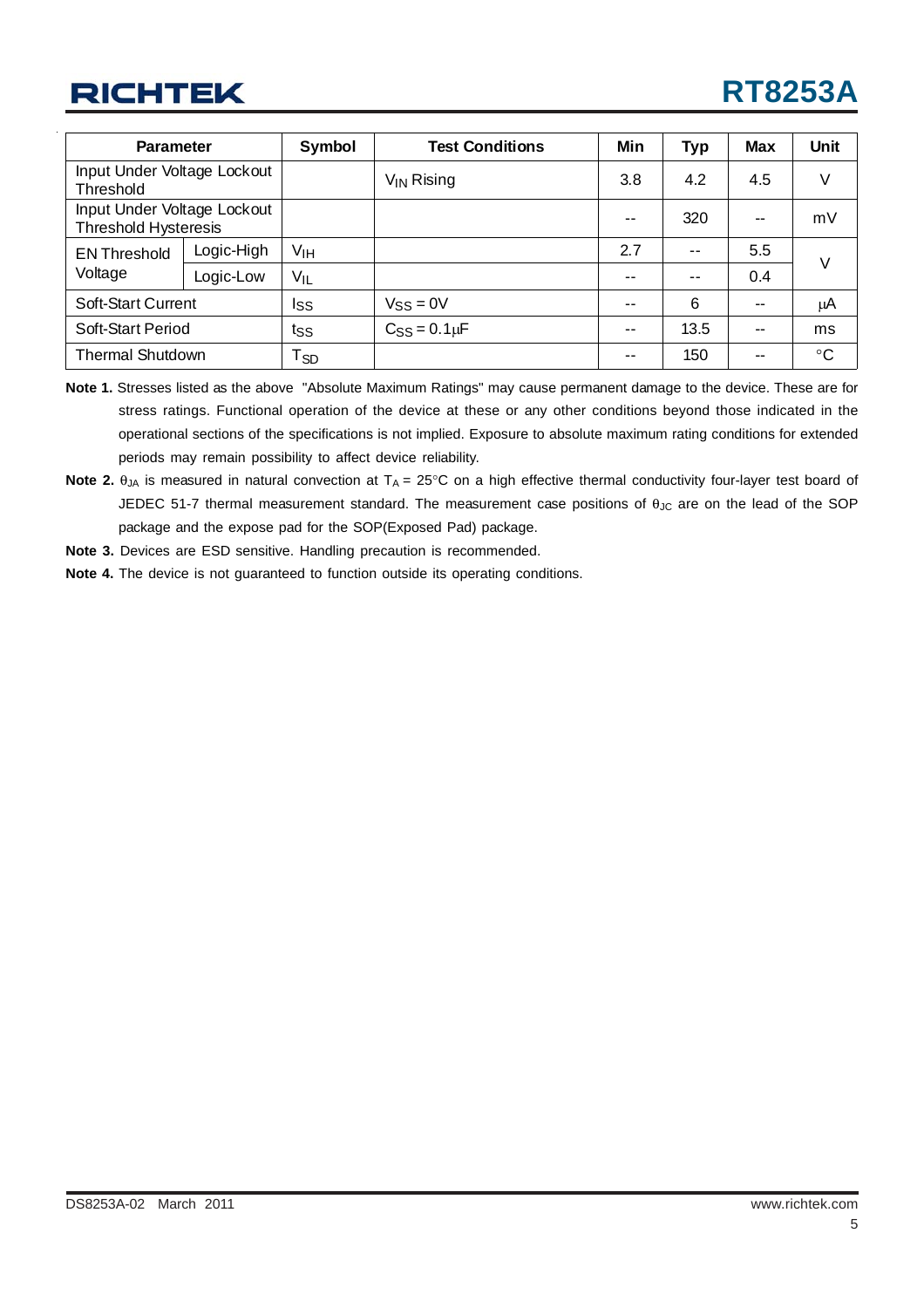| Parameter | | Symbol | Test Conditions | Min | Typ | Max | Unit |
|---|---|---|---|---|---|---|---|
| Input Under Voltage Lockout Threshold | | | $V_{IN}$ Rising | 3.8 | 4.2 | 4.5 | V |
| Input Under Voltage Lockout Threshold Hysteresis | | | | -- | 320 | -- | mV |
| EN Threshold Voltage | Logic-High | $V_{IH}$ | | 2.7 | -- | 5.5 | V |
| | Logic-Low | $V_{IL}$ | | -- | -- | 0.4 | |
| Soft-Start Current | | $I_{SS}$ | $V_{SS}$ = 0V | -- | 6 | -- | μA |
| Soft-Start Period | | $t_{SS}$ | $C_{SS}$ = 0.1μF | -- | 13.5 | -- | ms |
| Thermal Shutdown | | $T_{SD}$ | | -- | 150 | -- | °C |

**Note 1.** Stresses listed as the above "Absolute Maximum Ratings" may cause permanent damage to the device. These are for stress ratings. Functional operation of the device at these or any other conditions beyond those indicated in the operational sections of the specifications is not implied. Exposure to absolute maximum rating conditions for extended periods may remain possibility to affect device reliability.

**Note 2.** $\theta_{JA}$ is measured in natural convection at $T_A$ = 25°C on a high effective thermal conductivity four-layer test board of JEDEC 51-7 thermal measurement standard. The measurement case positions of $\theta_{JC}$ are on the lead of the SOP package and the expose pad for the SOP(Exposed Pad) package.

**Note 3.** Devices are ESD sensitive. Handling precaution is recommended.

**Note 4.** The device is not guaranteed to function outside its operating conditions.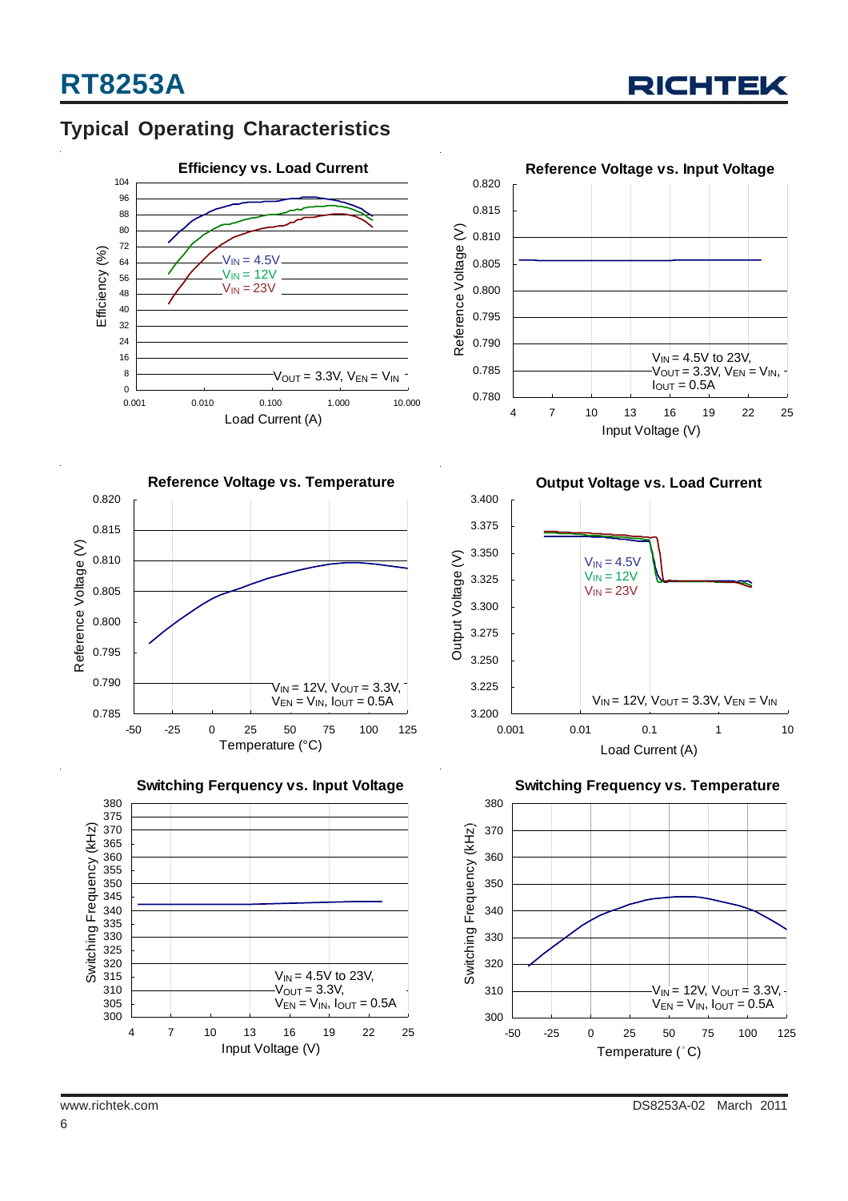## Typical Operating Characteristics

**Efficiency vs. Load Current**

Efficiency (%) vs. Load Current (A)

$V_{IN}$ = 4.5V
$V_{IN}$ = 12V
$V_{IN}$ = 23V

$V_{OUT}$ = 3.3V, $V_{EN}$ = $V_{IN}$

**Reference Voltage vs. Input Voltage**

Reference Voltage (V) vs. Input Voltage (V)

$V_{IN}$ = 4.5V to 23V, $V_{OUT}$ = 3.3V, $V_{EN}$ = $V_{IN}$, $I_{OUT}$ = 0.5A

**Reference Voltage vs. Temperature**

Reference Voltage (V) vs. Temperature (°C)

$V_{IN}$ = 12V, $V_{OUT}$ = 3.3V, $V_{EN}$ = $V_{IN}$, $I_{OUT}$ = 0.5A

**Output Voltage vs. Load Current**

Output Voltage (V) vs. Load Current (A)

$V_{IN}$ = 4.5V
$V_{IN}$ = 12V
$V_{IN}$ = 23V

$V_{IN}$ = 12V, $V_{OUT}$ = 3.3V, $V_{EN}$ = $V_{IN}$

**Switching Ferquency vs. Input Voltage**

Switching Frequency (kHz) vs. Input Voltage (V)

$V_{IN}$ = 4.5V to 23V, $V_{OUT}$ = 3.3V, $V_{EN}$ = $V_{IN}$, $I_{OUT}$ = 0.5A

**Switching Frequency vs. Temperature**

Switching Frequency (kHz) vs. Temperature (°C)

$V_{IN}$ = 12V, $V_{OUT}$ = 3.3V, $V_{EN}$ = $V_{IN}$, $I_{OUT}$ = 0.5A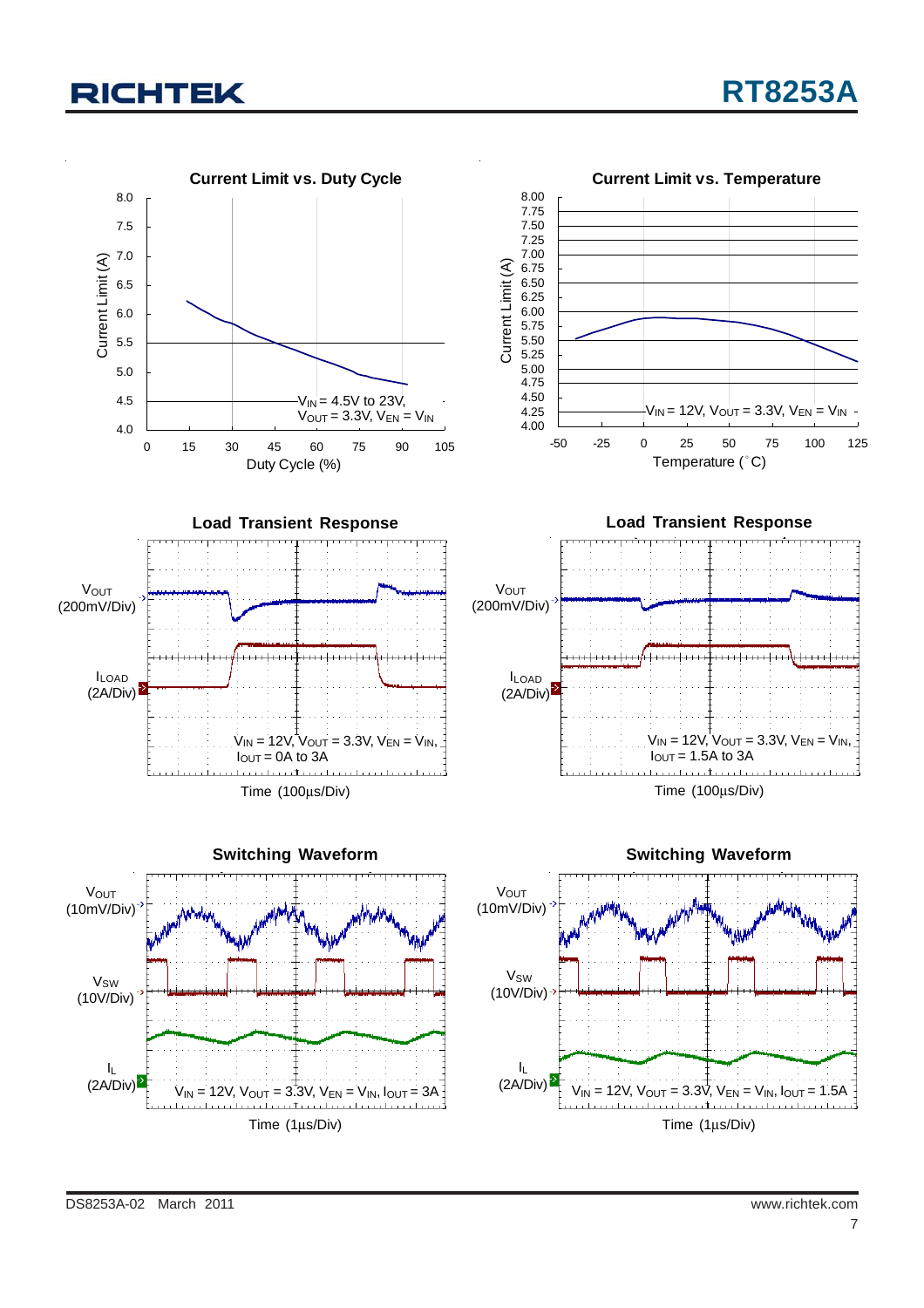**Current Limit vs. Duty Cycle**

Current Limit (A) vs. Duty Cycle (%)

$V_{IN}$ = 4.5V to 23V, $V_{OUT}$ = 3.3V, $V_{EN}$ = $V_{IN}$

**Current Limit vs. Temperature**

Current Limit (A) vs. Temperature (°C)

$V_{IN}$ = 12V, $V_{OUT}$ = 3.3V, $V_{EN}$ = $V_{IN}$

**Load Transient Response**

$V_{OUT}$ (200mV/Div)

$I_{LOAD}$ (2A/Div)

$V_{IN}$ = 12V, $V_{OUT}$ = 3.3V, $V_{EN}$ = $V_{IN}$, $I_{OUT}$ = 0A to 3A

Time (100μs/Div)

**Load Transient Response**

$V_{OUT}$ (200mV/Div)

$I_{LOAD}$ (2A/Div)

$V_{IN}$ = 12V, $V_{OUT}$ = 3.3V, $V_{EN}$ = $V_{IN}$, $I_{OUT}$ = 1.5A to 3A

Time (100μs/Div)

**Switching Waveform**

$V_{OUT}$ (10mV/Div)

$V_{SW}$ (10V/Div)

$I_L$ (2A/Div)

$V_{IN}$ = 12V, $V_{OUT}$ = 3.3V, $V_{EN}$ = $V_{IN}$, $I_{OUT}$ = 3A

Time (1μs/Div)

**Switching Waveform**

$V_{OUT}$ (10mV/Div)

$V_{SW}$ (10V/Div)

$I_L$ (2A/Div)

$V_{IN}$ = 12V, $V_{OUT}$ = 3.3V, $V_{EN}$ = $V_{IN}$, $I_{OUT}$ = 1.5A

Time (1μs/Div)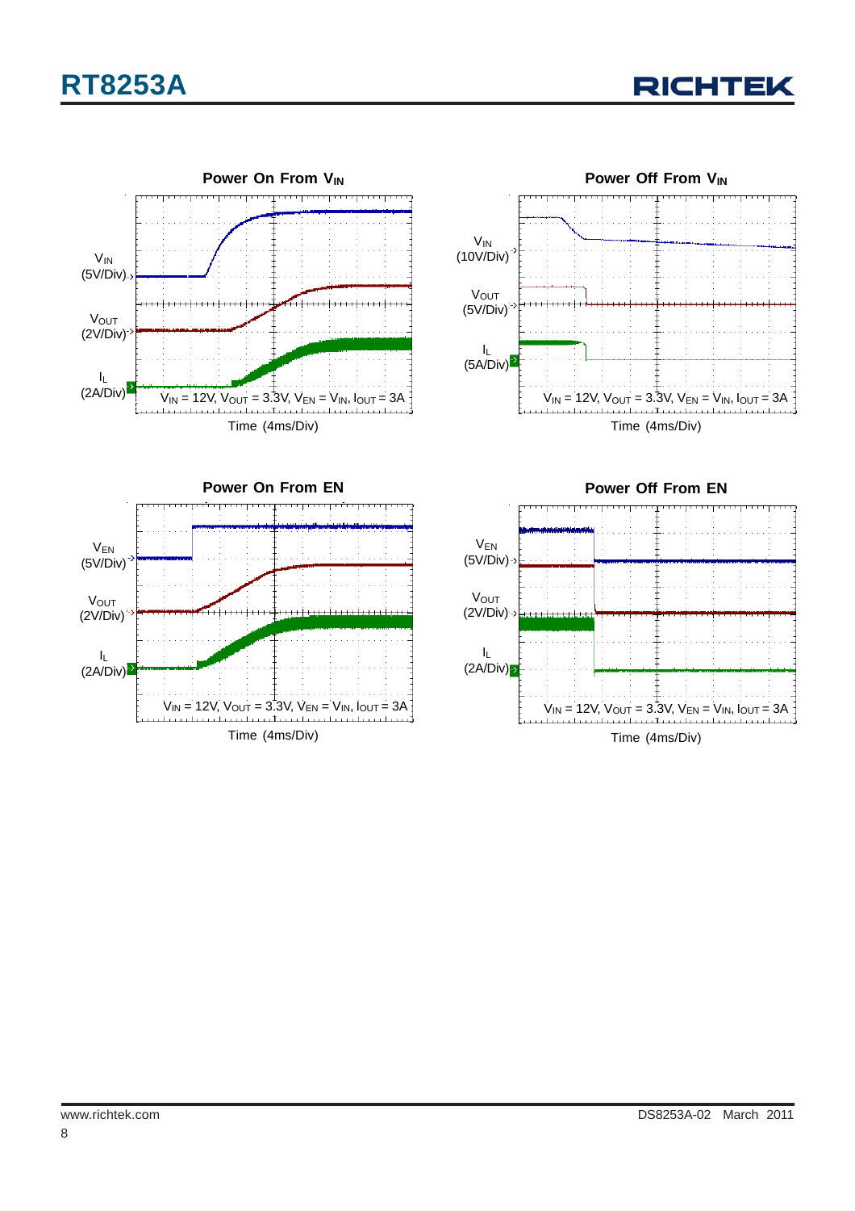**Power On From $V_{IN}$**

$V_{IN}$ (5V/Div)

$V_{OUT}$ (2V/Div)

$I_L$ (2A/Div)

$V_{IN}$ = 12V, $V_{OUT}$ = 3.3V, $V_{EN}$ = $V_{IN}$, $I_{OUT}$ = 3A

Time (4ms/Div)

**Power Off From $V_{IN}$**

$V_{IN}$ (10V/Div)

$V_{OUT}$ (5V/Div)

$I_L$ (5A/Div)

$V_{IN}$ = 12V, $V_{OUT}$ = 3.3V, $V_{EN}$ = $V_{IN}$, $I_{OUT}$ = 3A

Time (4ms/Div)

**Power On From EN**

$V_{EN}$ (5V/Div)

$V_{OUT}$ (2V/Div)

$I_L$ (2A/Div)

$V_{IN}$ = 12V, $V_{OUT}$ = 3.3V, $V_{EN}$ = $V_{IN}$, $I_{OUT}$ = 3A

Time (4ms/Div)

**Power Off From EN**

$V_{EN}$ (5V/Div)

$V_{OUT}$ (2V/Div)

$I_L$ (2A/Div)

$V_{IN}$ = 12V, $V_{OUT}$ = 3.3V, $V_{EN}$ = $V_{IN}$, $I_{OUT}$ = 3A

Time (4ms/Div)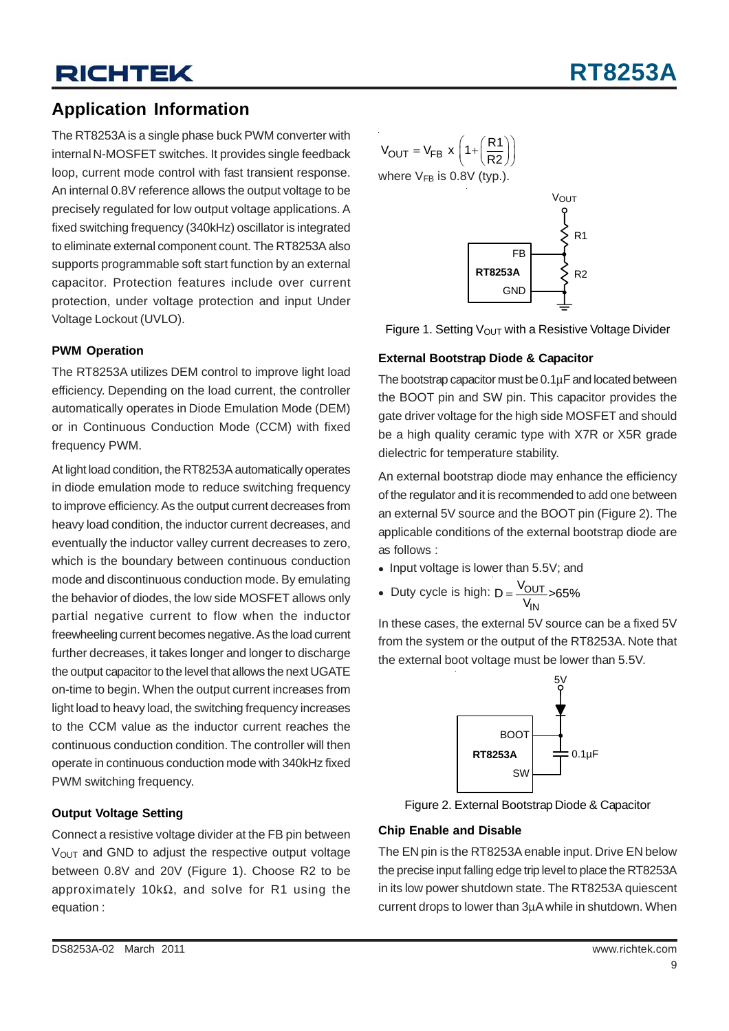## Application Information

The RT8253A is a single phase buck PWM converter with internal N-MOSFET switches. It provides single feedback loop, current mode control with fast transient response. An internal 0.8V reference allows the output voltage to be precisely regulated for low output voltage applications. A fixed switching frequency (340kHz) oscillator is integrated to eliminate external component count. The RT8253A also supports programmable soft start function by an external capacitor. Protection features include over current protection, under voltage protection and input Under Voltage Lockout (UVLO).

### PWM Operation

The RT8253A utilizes DEM control to improve light load efficiency. Depending on the load current, the controller automatically operates in Diode Emulation Mode (DEM) or in Continuous Conduction Mode (CCM) with fixed frequency PWM.

At light load condition, the RT8253A automatically operates in diode emulation mode to reduce switching frequency to improve efficiency. As the output current decreases from heavy load condition, the inductor current decreases, and eventually the inductor valley current decreases to zero, which is the boundary between continuous conduction mode and discontinuous conduction mode. By emulating the behavior of diodes, the low side MOSFET allows only partial negative current to flow when the inductor freewheeling current becomes negative. As the load current further decreases, it takes longer and longer to discharge the output capacitor to the level that allows the next UGATE on-time to begin. When the output current increases from light load to heavy load, the switching frequency increases to the CCM value as the inductor current reaches the continuous conduction condition. The controller will then operate in continuous conduction mode with 340kHz fixed PWM switching frequency.

### Output Voltage Setting

Connect a resistive voltage divider at the FB pin between $V_{OUT}$ and GND to adjust the respective output voltage between 0.8V and 20V (Figure 1). Choose R2 to be approximately 10kΩ, and solve for R1 using the equation :

$$V_{OUT} = V_{FB} \times \left(1 + \left(\frac{R1}{R2}\right)\right)$$

where $V_{FB}$ is 0.8V (typ.).

Figure 1. Setting $V_{OUT}$ with a Resistive Voltage Divider

### External Bootstrap Diode & Capacitor

The bootstrap capacitor must be 0.1µF and located between the BOOT pin and SW pin. This capacitor provides the gate driver voltage for the high side MOSFET and should be a high quality ceramic type with X7R or X5R grade dielectric for temperature stability.

An external bootstrap diode may enhance the efficiency of the regulator and it is recommended to add one between an external 5V source and the BOOT pin (Figure 2). The applicable conditions of the external bootstrap diode are as follows :

- Input voltage is lower than 5.5V; and
- Duty cycle is high: $D = \frac{V_{OUT}}{V_{IN}} > 65\%$

In these cases, the external 5V source can be a fixed 5V from the system or the output of the RT8253A. Note that the external boot voltage must be lower than 5.5V.

Figure 2. External Bootstrap Diode & Capacitor

### Chip Enable and Disable

The EN pin is the RT8253A enable input. Drive EN below the precise input falling edge trip level to place the RT8253A in its low power shutdown state. The RT8253A quiescent current drops to lower than 3µA while in shutdown. When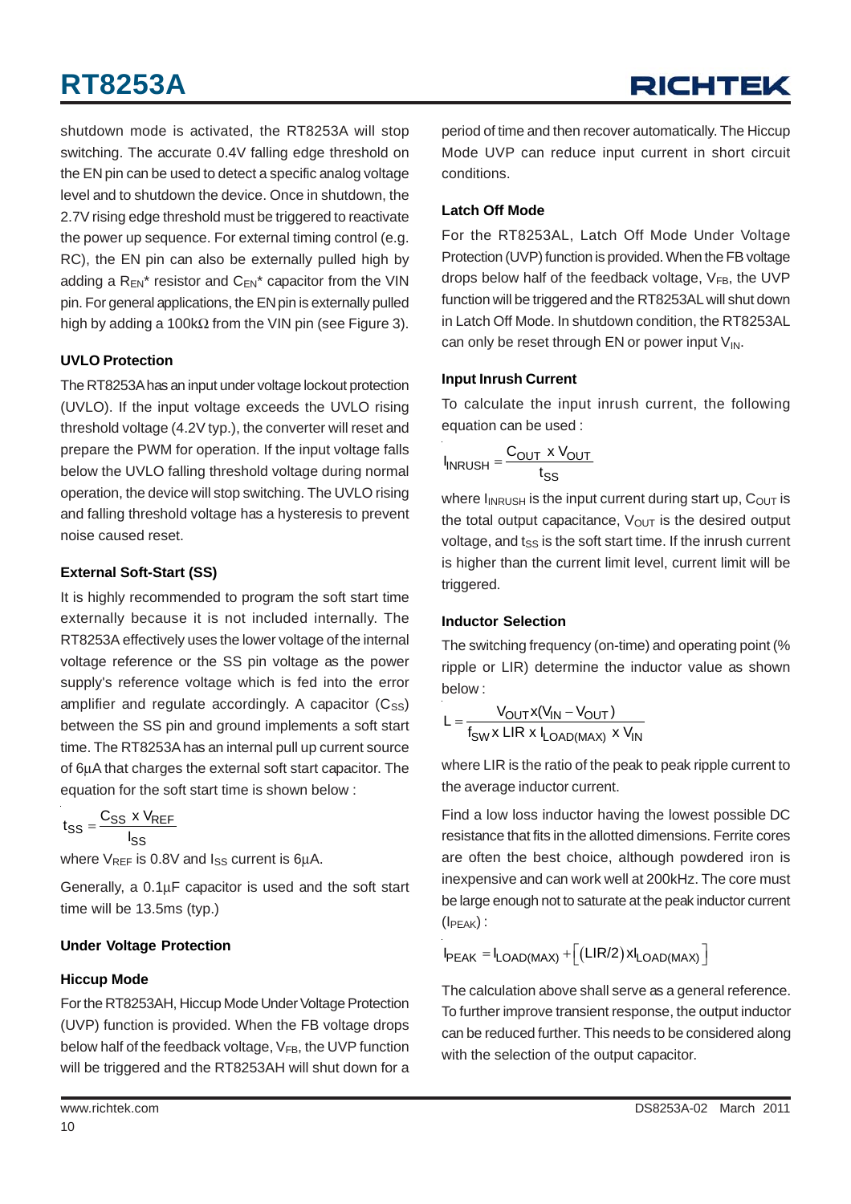shutdown mode is activated, the RT8253A will stop switching. The accurate 0.4V falling edge threshold on the EN pin can be used to detect a specific analog voltage level and to shutdown the device. Once in shutdown, the 2.7V rising edge threshold must be triggered to reactivate the power up sequence. For external timing control (e.g. RC), the EN pin can also be externally pulled high by adding a $R_{EN}$* resistor and $C_{EN}$* capacitor from the VIN pin. For general applications, the EN pin is externally pulled high by adding a 100kΩ from the VIN pin (see Figure 3).

### UVLO Protection

The RT8253A has an input under voltage lockout protection (UVLO). If the input voltage exceeds the UVLO rising threshold voltage (4.2V typ.), the converter will reset and prepare the PWM for operation. If the input voltage falls below the UVLO falling threshold voltage during normal operation, the device will stop switching. The UVLO rising and falling threshold voltage has a hysteresis to prevent noise caused reset.

### External Soft-Start (SS)

It is highly recommended to program the soft start time externally because it is not included internally. The RT8253A effectively uses the lower voltage of the internal voltage reference or the SS pin voltage as the power supply's reference voltage which is fed into the error amplifier and regulate accordingly. A capacitor ($C_{SS}$) between the SS pin and ground implements a soft start time. The RT8253A has an internal pull up current source of 6μA that charges the external soft start capacitor. The equation for the soft start time is shown below :

$$t_{SS} = \frac{C_{SS} \times V_{REF}}{I_{SS}}$$

where $V_{REF}$ is 0.8V and $I_{SS}$ current is 6μA.

Generally, a 0.1μF capacitor is used and the soft start time will be 13.5ms (typ.).

### Under Voltage Protection

### Hiccup Mode

For the RT8253AH, Hiccup Mode Under Voltage Protection (UVP) function is provided. When the FB voltage drops below half of the feedback voltage, $V_{FB}$, the UVP function will be triggered and the RT8253AH will shut down for a period of time and then recover automatically. The Hiccup Mode UVP can reduce input current in short circuit conditions.

### Latch Off Mode

For the RT8253AL, Latch Off Mode Under Voltage Protection (UVP) function is provided. When the FB voltage drops below half of the feedback voltage, $V_{FB}$, the UVP function will be triggered and the RT8253AL will shut down in Latch Off Mode. In shutdown condition, the RT8253AL can only be reset through EN or power input $V_{IN}$.

### Input Inrush Current

To calculate the input inrush current, the following equation can be used :

$$I_{INRUSH} = \frac{C_{OUT} \times V_{OUT}}{t_{SS}}$$

where $I_{INRUSH}$ is the input current during start up, $C_{OUT}$ is the total output capacitance, $V_{OUT}$ is the desired output voltage, and $t_{SS}$ is the soft start time. If the inrush current is higher than the current limit level, current limit will be triggered.

### Inductor Selection

The switching frequency (on-time) and operating point (% ripple or LIR) determine the inductor value as shown below :

$$L = \frac{V_{OUT} \times (V_{IN} - V_{OUT})}{f_{SW} \times LIR \times I_{LOAD(MAX)} \times V_{IN}}$$

where LIR is the ratio of the peak to peak ripple current to the average inductor current.

Find a low loss inductor having the lowest possible DC resistance that fits in the allotted dimensions. Ferrite cores are often the best choice, although powdered iron is inexpensive and can work well at 200kHz. The core must be large enough not to saturate at the peak inductor current ($I_{PEAK}$) :

$$I_{PEAK} = I_{LOAD(MAX)} + \left[ (LIR/2) \times I_{LOAD(MAX)} \right]$$

The calculation above shall serve as a general reference. To further improve transient response, the output inductor can be reduced further. This needs to be considered along with the selection of the output capacitor.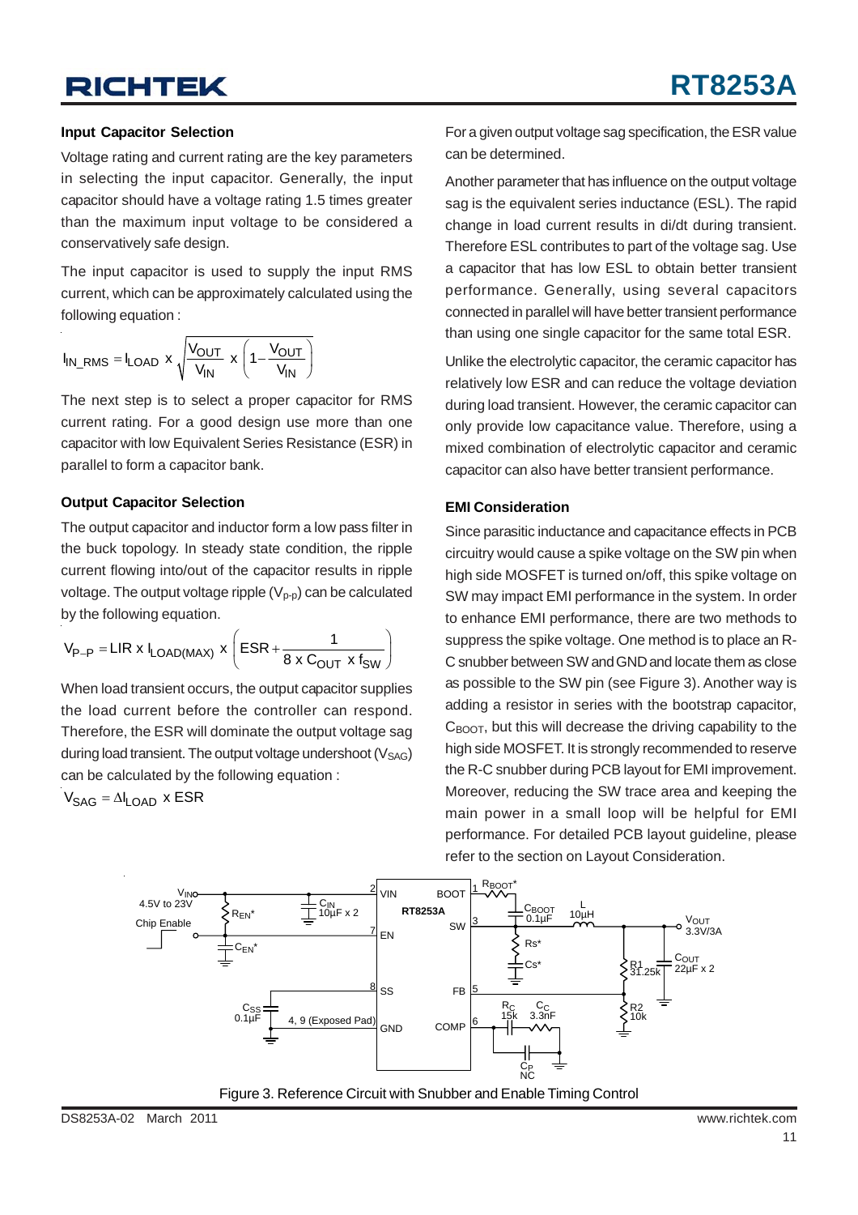### Input Capacitor Selection

Voltage rating and current rating are the key parameters in selecting the input capacitor. Generally, the input capacitor should have a voltage rating 1.5 times greater than the maximum input voltage to be considered a conservatively safe design.

The input capacitor is used to supply the input RMS current, which can be approximately calculated using the following equation :

$$I_{IN\_RMS} = I_{LOAD} \times \sqrt{\frac{V_{OUT}}{V_{IN}} \times \left(1 - \frac{V_{OUT}}{V_{IN}}\right)}$$

The next step is to select a proper capacitor for RMS current rating. For a good design use more than one capacitor with low Equivalent Series Resistance (ESR) in parallel to form a capacitor bank.

### Output Capacitor Selection

The output capacitor and inductor form a low pass filter in the buck topology. In steady state condition, the ripple current flowing into/out of the capacitor results in ripple voltage. The output voltage ripple ($V_{P-P}$) can be calculated by the following equation.

$$V_{P-P} = LIR \times I_{LOAD(MAX)} \times \left(ESR + \frac{1}{8 \times C_{OUT} \times f_{SW}}\right)$$

When load transient occurs, the output capacitor supplies the load current before the controller can respond. Therefore, the ESR will dominate the output voltage sag during load transient. The output voltage undershoot ($V_{SAG}$) can be calculated by the following equation :

$$V_{SAG} = \Delta I_{LOAD} \times ESR$$

For a given output voltage sag specification, the ESR value can be determined.

Another parameter that has influence on the output voltage sag is the equivalent series inductance (ESL). The rapid change in load current results in di/dt during transient. Therefore ESL contributes to part of the voltage sag. Use a capacitor that has low ESL to obtain better transient performance. Generally, using several capacitors connected in parallel will have better transient performance than using one single capacitor for the same total ESR.

Unlike the electrolytic capacitor, the ceramic capacitor has relatively low ESR and can reduce the voltage deviation during load transient. However, the ceramic capacitor can only provide low capacitance value. Therefore, using a mixed combination of electrolytic capacitor and ceramic capacitor can also have better transient performance.

### EMI Consideration

Since parasitic inductance and capacitance effects in PCB circuitry would cause a spike voltage on the SW pin when high side MOSFET is turned on/off, this spike voltage on SW may impact EMI performance in the system. In order to enhance EMI performance, there are two methods to suppress the spike voltage. One method is to place an R-C snubber between SW and GND and locate them as close as possible to the SW pin (see Figure 3). Another way is adding a resistor in series with the bootstrap capacitor, $C_{BOOT}$, but this will decrease the driving capability to the high side MOSFET. It is strongly recommended to reserve the R-C snubber during PCB layout for EMI improvement. Moreover, reducing the SW trace area and keeping the main power in a small loop will be helpful for EMI performance. For detailed PCB layout guideline, please refer to the section on Layout Consideration.

Figure 3. Reference Circuit with Snubber and Enable Timing Control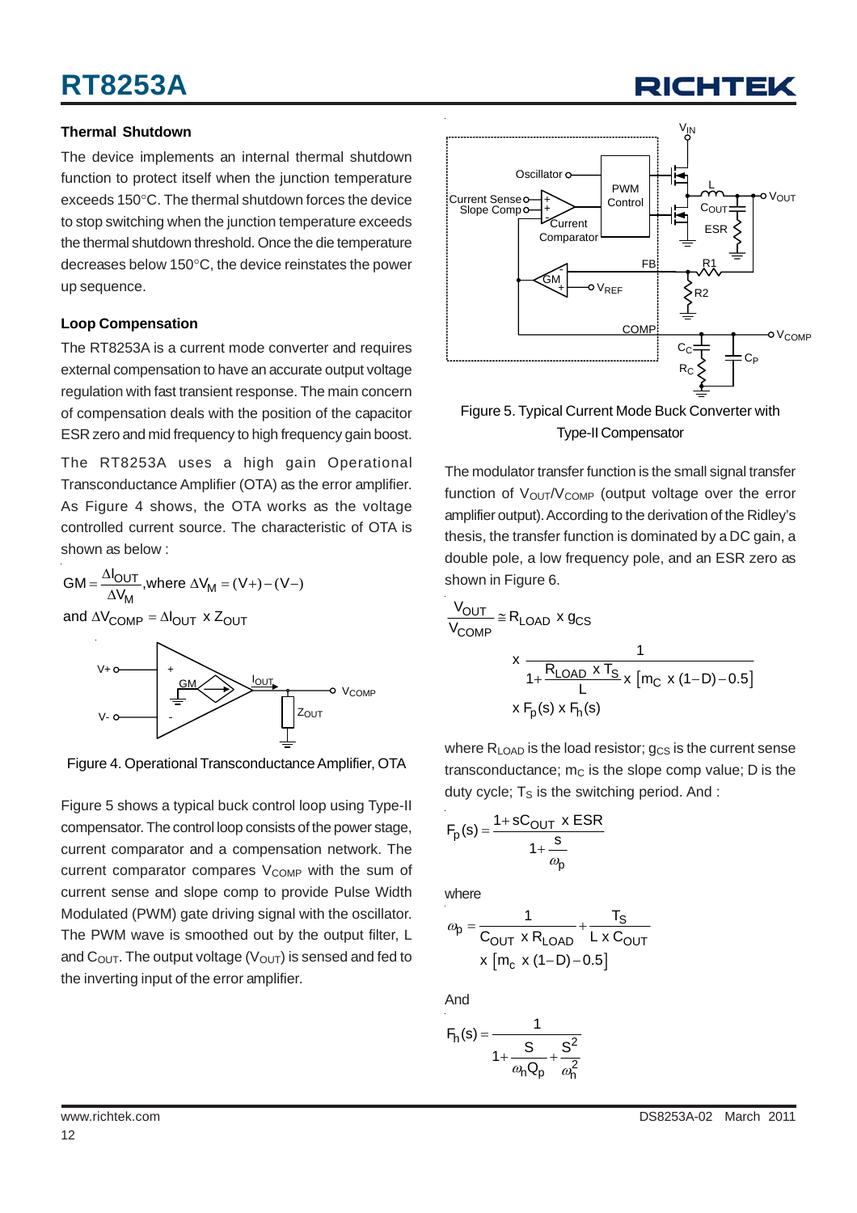### Thermal Shutdown

The device implements an internal thermal shutdown function to protect itself when the junction temperature exceeds 150°C. The thermal shutdown forces the device to stop switching when the junction temperature exceeds the thermal shutdown threshold. Once the die temperature decreases below 150°C, the device reinstates the power up sequence.

### Loop Compensation

The RT8253A is a current mode converter and requires external compensation to have an accurate output voltage regulation with fast transient response. The main concern of compensation deals with the position of the capacitor ESR zero and mid frequency to high frequency gain boost.

The RT8253A uses a high gain Operational Transconductance Amplifier (OTA) as the error amplifier. As Figure 4 shows, the OTA works as the voltage controlled current source. The characteristic of OTA is shown as below :

$$GM = \frac{\Delta I_{OUT}}{\Delta V_M}, \text{where } \Delta V_M = (V+) - (V-)$$

$$\text{and } \Delta V_{COMP} = \Delta I_{OUT} \times Z_{OUT}$$

Figure 4. Operational Transconductance Amplifier, OTA

Figure 5 shows a typical buck control loop using Type-II compensator. The control loop consists of the power stage, current comparator and a compensation network. The current comparator compares $V_{COMP}$ with the sum of current sense and slope comp to provide Pulse Width Modulated (PWM) gate driving signal with the oscillator. The PWM wave is smoothed out by the output filter, L and $C_{OUT}$. The output voltage ($V_{OUT}$) is sensed and fed to the inverting input of the error amplifier.

Figure 5. Typical Current Mode Buck Converter with Type-II Compensator

The modulator transfer function is the small signal transfer function of $V_{OUT}/V_{COMP}$ (output voltage over the error amplifier output). According to the derivation of the Ridley's thesis, the transfer function is dominated by a DC gain, a double pole, a low frequency pole, and an ESR zero as shown in Figure 6.

$$\frac{V_{OUT}}{V_{COMP}} \cong R_{LOAD} \times g_{CS} \times \frac{1}{1 + \frac{R_{LOAD} \times T_S}{L} \times \left[m_C \times (1-D) - 0.5\right]} \times F_p(s) \times F_h(s)$$

where $R_{LOAD}$ is the load resistor; $g_{CS}$ is the current sense transconductance; $m_C$ is the slope comp value; D is the duty cycle; $T_S$ is the switching period. And :

$$F_p(s) = \frac{1 + sC_{OUT} \times ESR}{1 + \frac{s}{\omega_p}}$$

where

$$\omega_p = \frac{1}{C_{OUT} \times R_{LOAD}} + \frac{T_S}{L \times C_{OUT}} \times \left[m_c \times (1-D) - 0.5\right]$$

And

$$F_h(s) = \frac{1}{1 + \frac{s}{\omega_h Q_p} + \frac{s^2}{\omega_h^2}}$$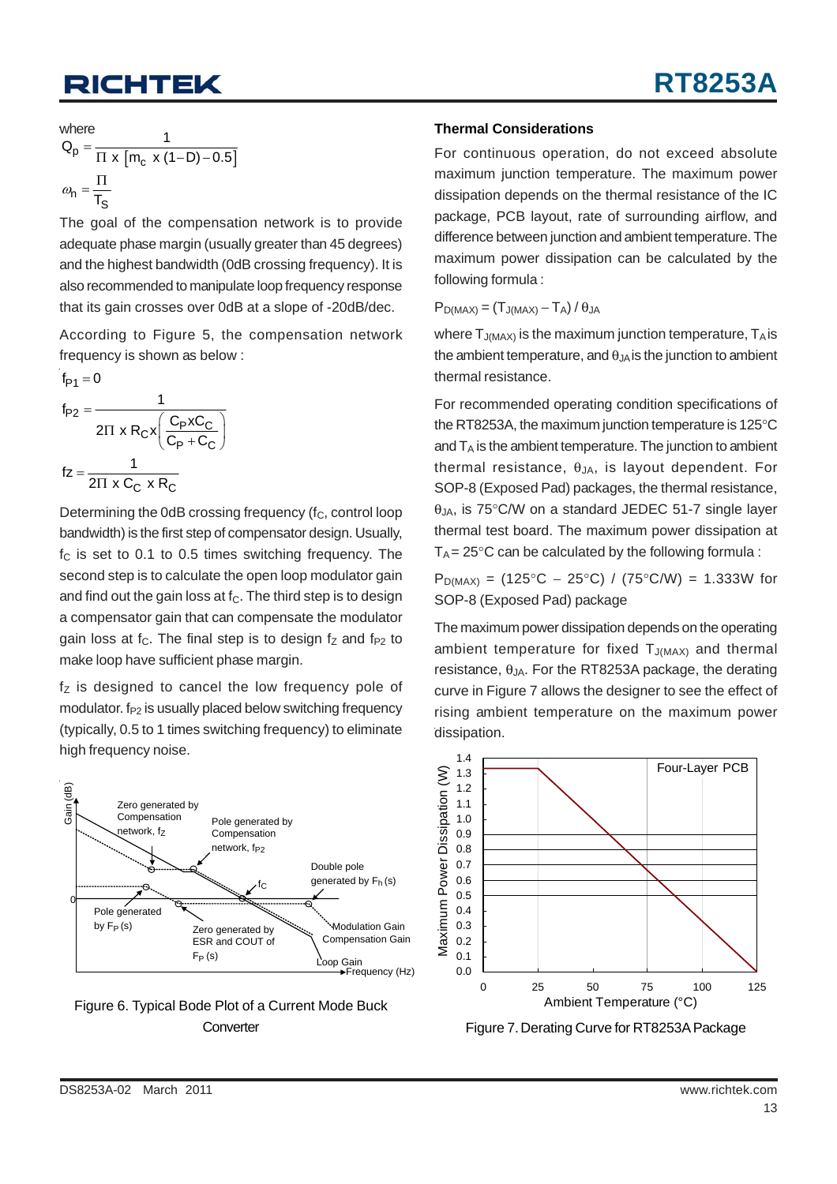where

$$Q_P = \frac{1}{\Pi \times \left[m_c \times (1-D) - 0.5\right]}$$

$$\omega_n = \frac{\Pi}{T_S}$$

The goal of the compensation network is to provide adequate phase margin (usually greater than 45 degrees) and the highest bandwidth (0dB crossing frequency). It is also recommended to manipulate loop frequency response that its gain crosses over 0dB at a slope of -20dB/dec.

According to Figure 5, the compensation network frequency is shown as below :

$$f_{P1} = 0$$

$$f_{P2} = \frac{1}{2\Pi \times R_C \times \left(\frac{C_P \times C_C}{C_P + C_C}\right)}$$

$$fz = \frac{1}{2\Pi \times C_C \times R_C}$$

Determining the 0dB crossing frequency ($f_C$, control loop bandwidth) is the first step of compensator design. Usually, $f_C$ is set to 0.1 to 0.5 times switching frequency. The second step is to calculate the open loop modulator gain and find out the gain loss at $f_C$. The third step is to design a compensator gain that can compensate the modulator gain loss at $f_C$. The final step is to design $f_Z$ and $f_{P2}$ to make loop have sufficient phase margin.

$f_Z$ is designed to cancel the low frequency pole of modulator. $f_{P2}$ is usually placed below switching frequency (typically, 0.5 to 1 times switching frequency) to eliminate high frequency noise.

Figure 6. Typical Bode Plot of a Current Mode Buck Converter

## Thermal Considerations

For continuous operation, do not exceed absolute maximum junction temperature. The maximum power dissipation depends on the thermal resistance of the IC package, PCB layout, rate of surrounding airflow, and difference between junction and ambient temperature. The maximum power dissipation can be calculated by the following formula :

$$P_{D(MAX)} = (T_{J(MAX)} - T_A) / \theta_{JA}$$

where $T_{J(MAX)}$ is the maximum junction temperature, $T_A$ is the ambient temperature, and $\theta_{JA}$ is the junction to ambient thermal resistance.

For recommended operating condition specifications of the RT8253A, the maximum junction temperature is 125°C and $T_A$ is the ambient temperature. The junction to ambient thermal resistance, $\theta_{JA}$, is layout dependent. For SOP-8 (Exposed Pad) packages, the thermal resistance, $\theta_{JA}$, is 75°C/W on a standard JEDEC 51-7 single layer thermal test board. The maximum power dissipation at $T_A$ = 25°C can be calculated by the following formula :

$P_{D(MAX)}$ = (125°C − 25°C) / (75°C/W) = 1.333W for SOP-8 (Exposed Pad) package

The maximum power dissipation depends on the operating ambient temperature for fixed $T_{J(MAX)}$ and thermal resistance, $\theta_{JA}$. For the RT8253A package, the derating curve in Figure 7 allows the designer to see the effect of rising ambient temperature on the maximum power dissipation.

Figure 7. Derating Curve for RT8253A Package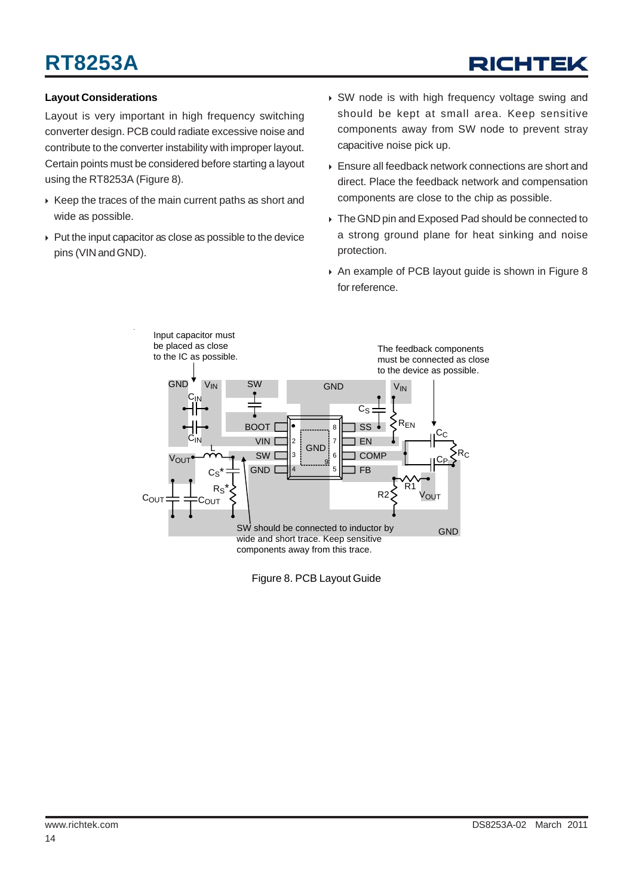### Layout Considerations

Layout is very important in high frequency switching converter design. PCB could radiate excessive noise and contribute to the converter instability with improper layout. Certain points must be considered before starting a layout using the RT8253A (Figure 8).

- Keep the traces of the main current paths as short and wide as possible.
- Put the input capacitor as close as possible to the device pins (VIN and GND).
- SW node is with high frequency voltage swing and should be kept at small area. Keep sensitive components away from SW node to prevent stray capacitive noise pick up.
- Ensure all feedback network connections are short and direct. Place the feedback network and compensation components are close to the chip as possible.
- The GND pin and Exposed Pad should be connected to a strong ground plane for heat sinking and noise protection.
- An example of PCB layout guide is shown in Figure 8 for reference.

Input capacitor must be placed as close to the IC as possible.

The feedback components must be connected as close to the device as possible.

SW should be connected to inductor by wide and short trace. Keep sensitive components away from this trace.

Figure 8. PCB Layout Guide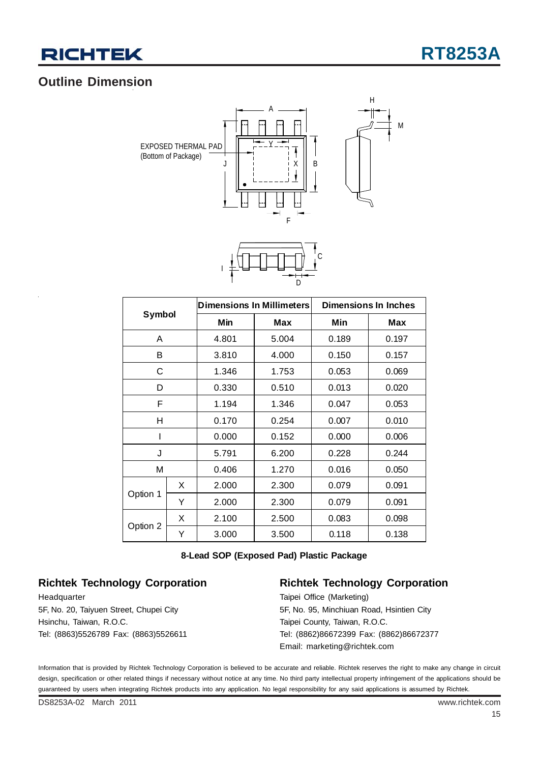## Outline Dimension

EXPOSED THERMAL PAD
(Bottom of Package)

A
B
C
D
F
H
I
J
M
X
Y

| Symbol | | Dimensions In Millimeters | | Dimensions In Inches | |
|---|---|---|---|---|---|
| | | Min | Max | Min | Max |
| A | | 4.801 | 5.004 | 0.189 | 0.197 |
| B | | 3.810 | 4.000 | 0.150 | 0.157 |
| C | | 1.346 | 1.753 | 0.053 | 0.069 |
| D | | 0.330 | 0.510 | 0.013 | 0.020 |
| F | | 1.194 | 1.346 | 0.047 | 0.053 |
| H | | 0.170 | 0.254 | 0.007 | 0.010 |
| I | | 0.000 | 0.152 | 0.000 | 0.006 |
| J | | 5.791 | 6.200 | 0.228 | 0.244 |
| M | | 0.406 | 1.270 | 0.016 | 0.050 |
| Option 1 | X | 2.000 | 2.300 | 0.079 | 0.091 |
| | Y | 2.000 | 2.300 | 0.079 | 0.091 |
| Option 2 | X | 2.100 | 2.500 | 0.083 | 0.098 |
| | Y | 3.000 | 3.500 | 0.118 | 0.138 |

**8-Lead SOP (Exposed Pad) Plastic Package**

### Richtek Technology Corporation

Headquarter
5F, No. 20, Taiyuen Street, Chupei City
Hsinchu, Taiwan, R.O.C.
Tel: (8863)5526789 Fax: (8863)5526611

### Richtek Technology Corporation

Taipei Office (Marketing)
5F, No. 95, Minchiuan Road, Hsintien City
Taipei County, Taiwan, R.O.C.
Tel: (8862)86672399 Fax: (8862)86672377
Email: marketing@richtek.com

Information that is provided by Richtek Technology Corporation is believed to be accurate and reliable. Richtek reserves the right to make any change in circuit design, specification or other related things if necessary without notice at any time. No third party intellectual property infringement of the applications should be guaranteed by users when integrating Richtek products into any application. No legal responsibility for any said applications is assumed by Richtek.